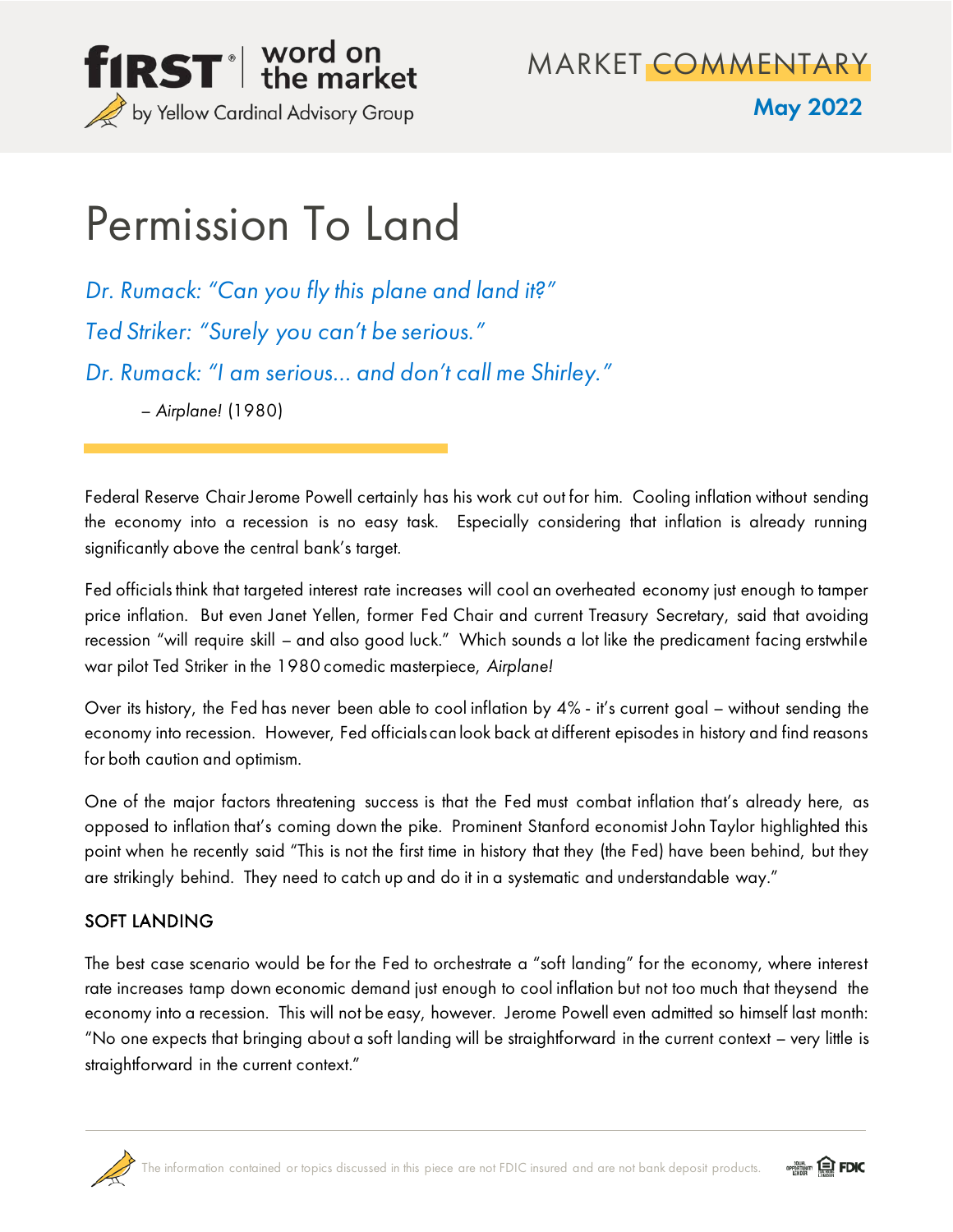first® | word on the market
by Yellow Cardinal Advisory Group

MARKET COMMENTARY

**May 2022**

# Permission To Land

*Dr. Rumack: "Can you fly this plane and land it?"*

*Ted Striker: "Surely you can't be serious."*

*Dr. Rumack: "I am serious... and don't call me Shirley."*

– *Airplane!* (1980)

Federal Reserve Chair Jerome Powell certainly has his work cut out for him. Cooling inflation without sending the economy into a recession is no easy task. Especially considering that inflation is already running significantly above the central bank's target.

Fed officials think that targeted interest rate increases will cool an overheated economy just enough to tamper price inflation. But even Janet Yellen, former Fed Chair and current Treasury Secretary, said that avoiding recession "will require skill – and also good luck." Which sounds a lot like the predicament facing erstwhile war pilot Ted Striker in the 1980 comedic masterpiece, *Airplane!*

Over its history, the Fed has never been able to cool inflation by 4% - it's current goal – without sending the economy into recession. However, Fed officials can look back at different episodes in history and find reasons for both caution and optimism.

One of the major factors threatening success is that the Fed must combat inflation that's already here, as opposed to inflation that's coming down the pike. Prominent Stanford economist John Taylor highlighted this point when he recently said "This is not the first time in history that they (the Fed) have been behind, but they are strikingly behind. They need to catch up and do it in a systematic and understandable way."

## SOFT LANDING

The best case scenario would be for the Fed to orchestrate a "soft landing" for the economy, where interest rate increases tamp down economic demand just enough to cool inflation but not too much that theysend the economy into a recession. This will not be easy, however. Jerome Powell even admitted so himself last month: "No one expects that bringing about a soft landing will be straightforward in the current context – very little is straightforward in the current context."

The information contained or topics discussed in this piece are not FDIC insured and are not bank deposit products.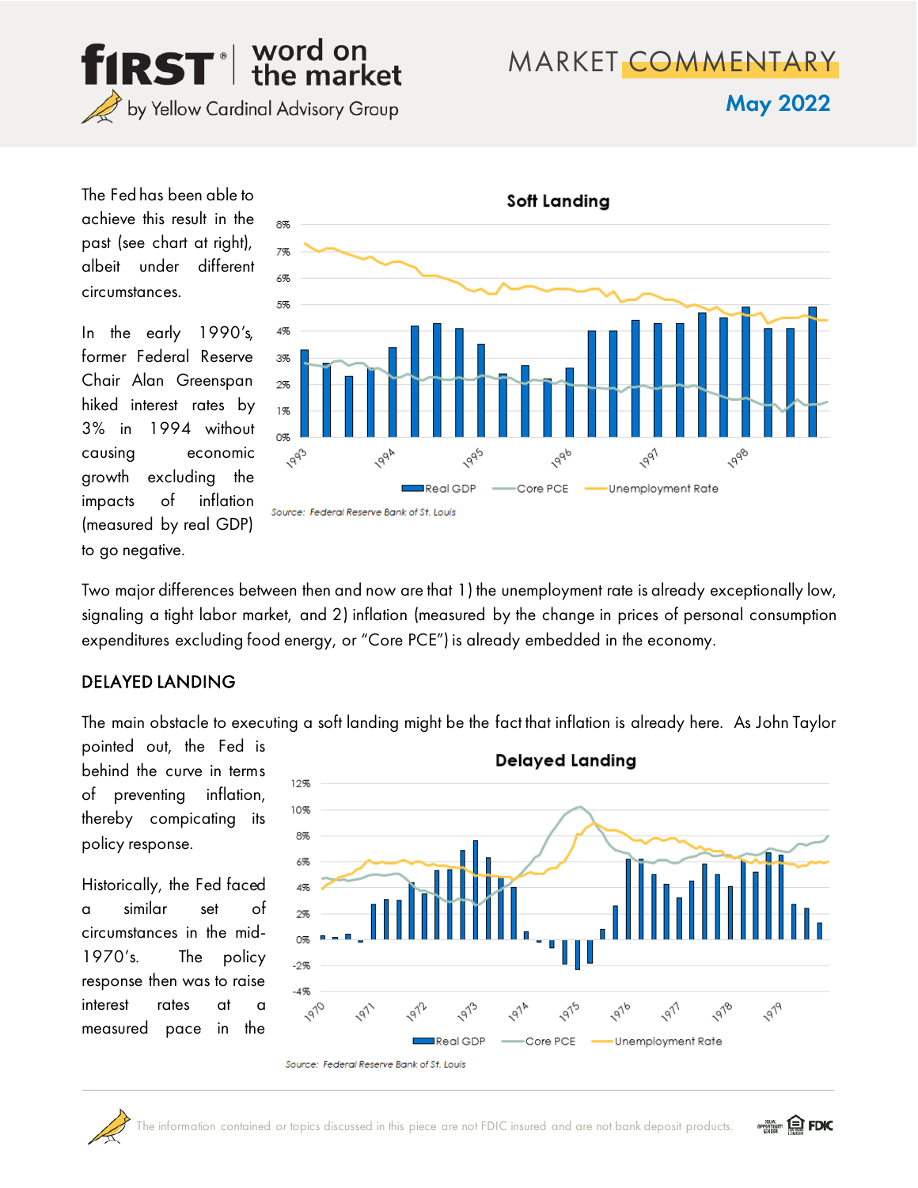The Fed has been able to achieve this result in the past (see chart at right), albeit under different circumstances.

In the early 1990's, former Federal Reserve Chair Alan Greenspan hiked interest rates by 3% in 1994 without causing economic growth excluding the impacts of inflation (measured by real GDP) to go negative.

Two major differences between then and now are that 1) the unemployment rate is already exceptionally low, signaling a tight labor market, and 2) inflation (measured by the change in prices of personal consumption expenditures excluding food energy, or "Core PCE") is already embedded in the economy.

## DELAYED LANDING

The main obstacle to executing a soft landing might be the fact that inflation is already here. As John Taylor pointed out, the Fed is behind the curve in terms of preventing inflation, thereby compicating its policy response.

Historically, the Fed faced a similar set of circumstances in the mid-1970's. The policy response then was to raise interest rates at a measured pace in the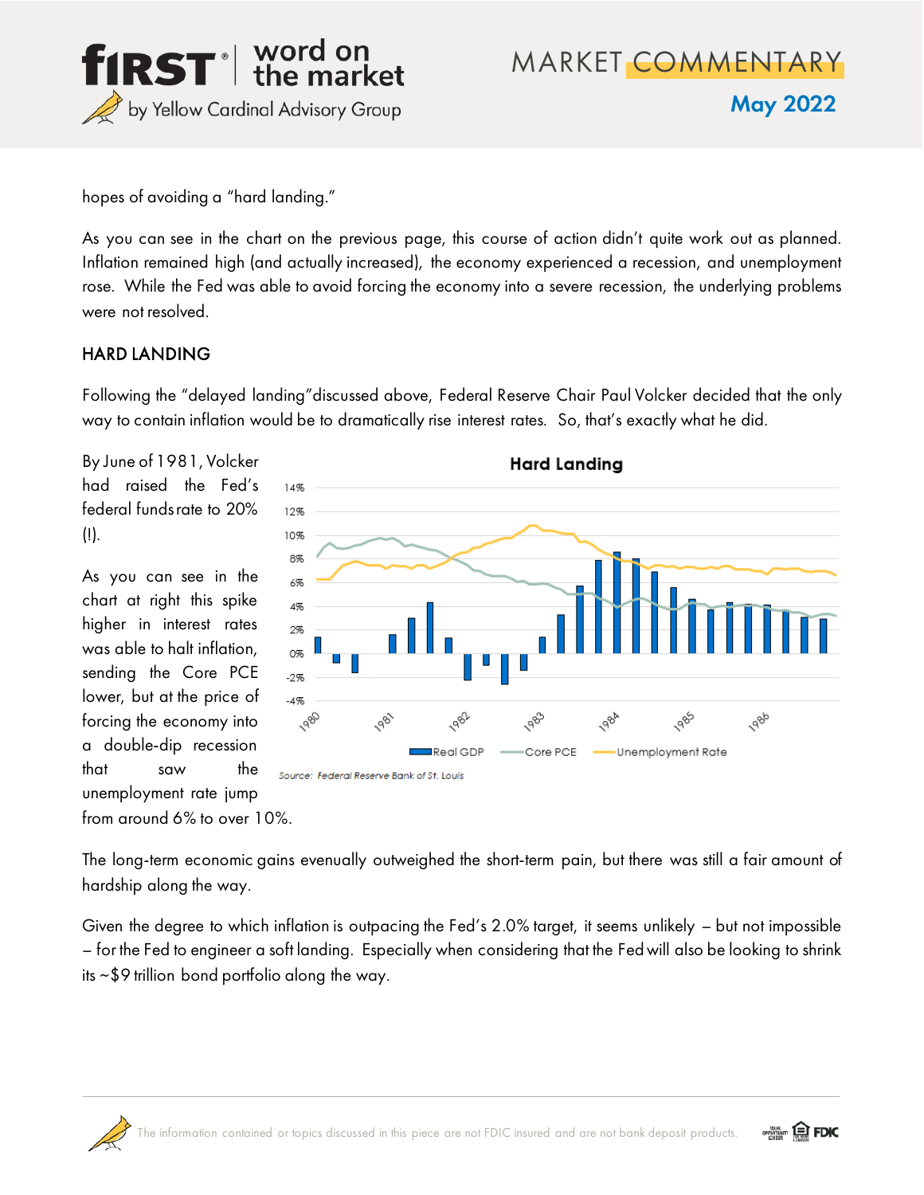hopes of avoiding a "hard landing."

As you can see in the chart on the previous page, this course of action didn't quite work out as planned. Inflation remained high (and actually increased), the economy experienced a recession, and unemployment rose. While the Fed was able to avoid forcing the economy into a severe recession, the underlying problems were not resolved.

## HARD LANDING

Following the "delayed landing" discussed above, Federal Reserve Chair Paul Volcker decided that the only way to contain inflation would be to dramatically rise interest rates. So, that's exactly what he did.

By June of 1981, Volcker had raised the Fed's federal funds rate to 20% (!).

As you can see in the chart at right this spike higher in interest rates was able to halt inflation, sending the Core PCE lower, but at the price of forcing the economy into a double-dip recession that saw the unemployment rate jump from around 6% to over 10%.

Source: Federal Reserve Bank of St. Louis

The long-term economic gains evenually outweighed the short-term pain, but there was still a fair amount of hardship along the way.

Given the degree to which inflation is outpacing the Fed's 2.0% target, it seems unlikely – but not impossible – for the Fed to engineer a soft landing. Especially when considering that the Fed will also be looking to shrink its ~$9 trillion bond portfolio along the way.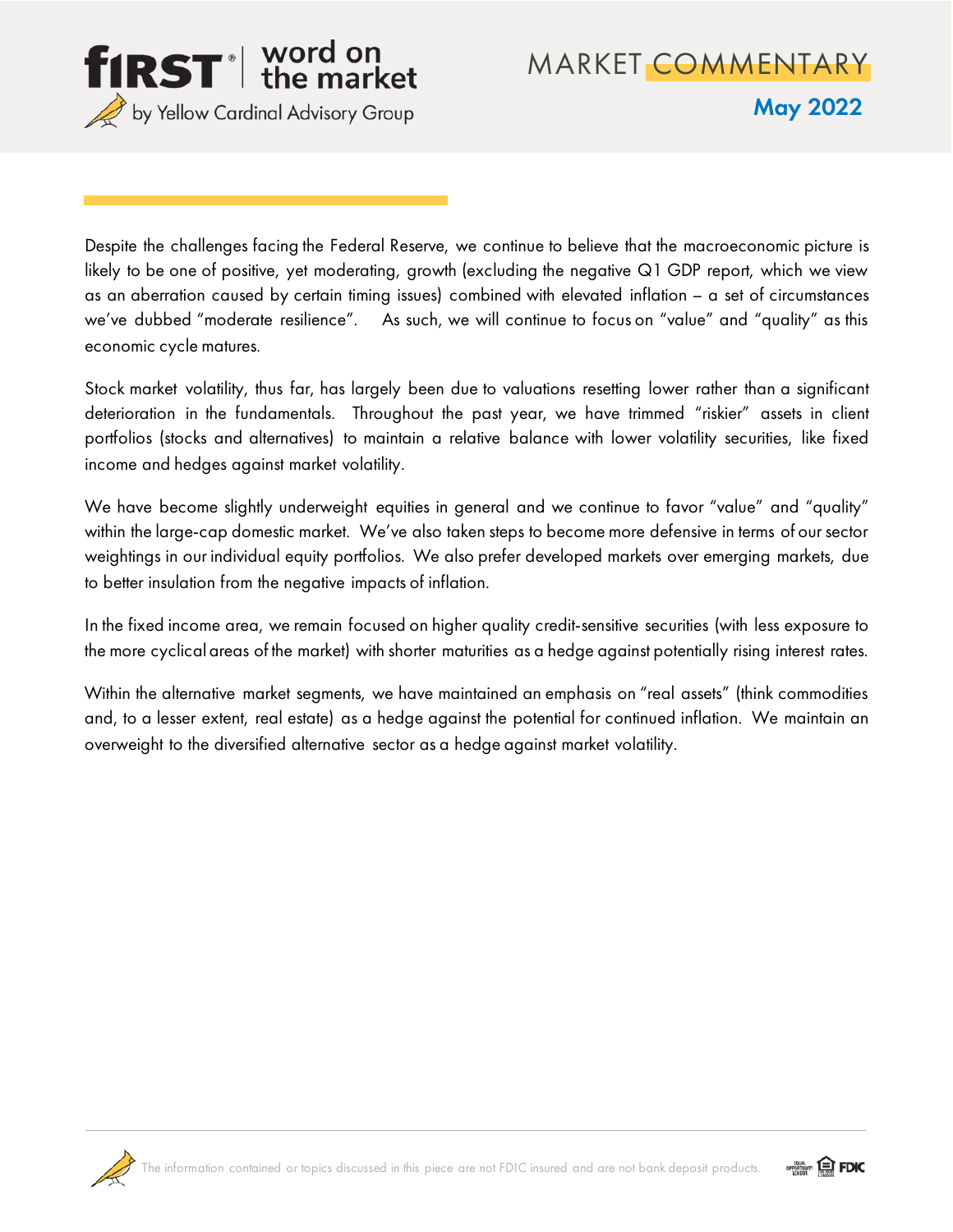Despite the challenges facing the Federal Reserve, we continue to believe that the macroeconomic picture is likely to be one of positive, yet moderating, growth (excluding the negative Q1 GDP report, which we view as an aberration caused by certain timing issues) combined with elevated inflation – a set of circumstances we've dubbed "moderate resilience". As such, we will continue to focus on "value" and "quality" as this economic cycle matures.

Stock market volatility, thus far, has largely been due to valuations resetting lower rather than a significant deterioration in the fundamentals. Throughout the past year, we have trimmed "riskier" assets in client portfolios (stocks and alternatives) to maintain a relative balance with lower volatility securities, like fixed income and hedges against market volatility.

We have become slightly underweight equities in general and we continue to favor "value" and "quality" within the large-cap domestic market. We've also taken steps to become more defensive in terms of our sector weightings in our individual equity portfolios. We also prefer developed markets over emerging markets, due to better insulation from the negative impacts of inflation.

In the fixed income area, we remain focused on higher quality credit-sensitive securities (with less exposure to the more cyclical areas of the market) with shorter maturities as a hedge against potentially rising interest rates.

Within the alternative market segments, we have maintained an emphasis on "real assets" (think commodities and, to a lesser extent, real estate) as a hedge against the potential for continued inflation. We maintain an overweight to the diversified alternative sector as a hedge against market volatility.

The information contained or topics discussed in this piece are not FDIC insured and are not bank deposit products.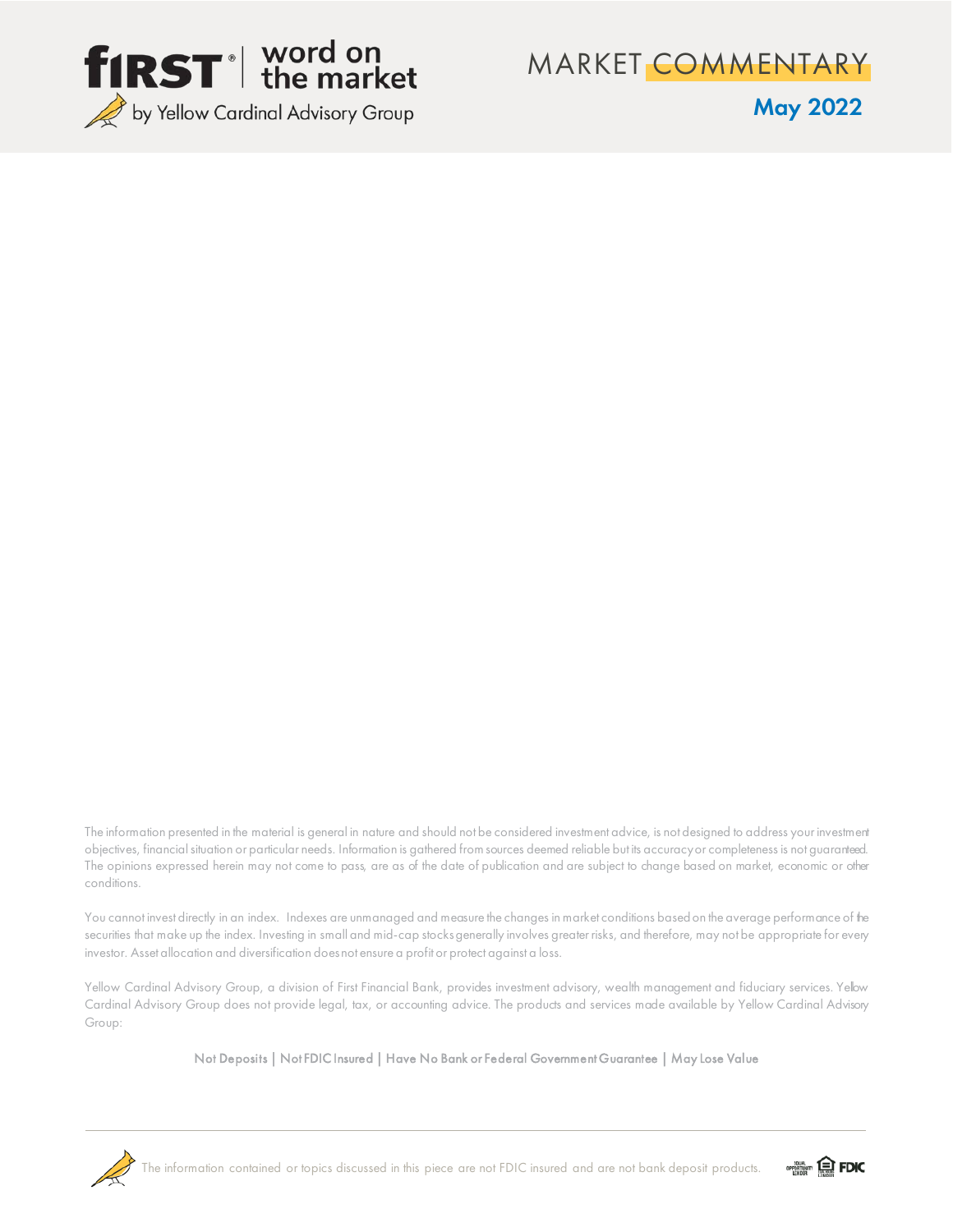The information presented in the material is general in nature and should not be considered investment advice, is not designed to address your investment objectives, financial situation or particular needs. Information is gathered from sources deemed reliable but its accuracy or completeness is not guaranteed. The opinions expressed herein may not come to pass, are as of the date of publication and are subject to change based on market, economic or other conditions.

You cannot invest directly in an index. Indexes are unmanaged and measure the changes in market conditions based on the average performance of the securities that make up the index. Investing in small and mid-cap stocks generally involves greater risks, and therefore, may not be appropriate for every investor. Asset allocation and diversification does not ensure a profit or protect against a loss.

Yellow Cardinal Advisory Group, a division of First Financial Bank, provides investment advisory, wealth management and fiduciary services. Yellow Cardinal Advisory Group does not provide legal, tax, or accounting advice. The products and services made available by Yellow Cardinal Advisory Group:

Not Deposits | Not FDIC Insured | Have No Bank or Federal Government Guarantee | May Lose Value

The information contained or topics discussed in this piece are not FDIC insured and are not bank deposit products.